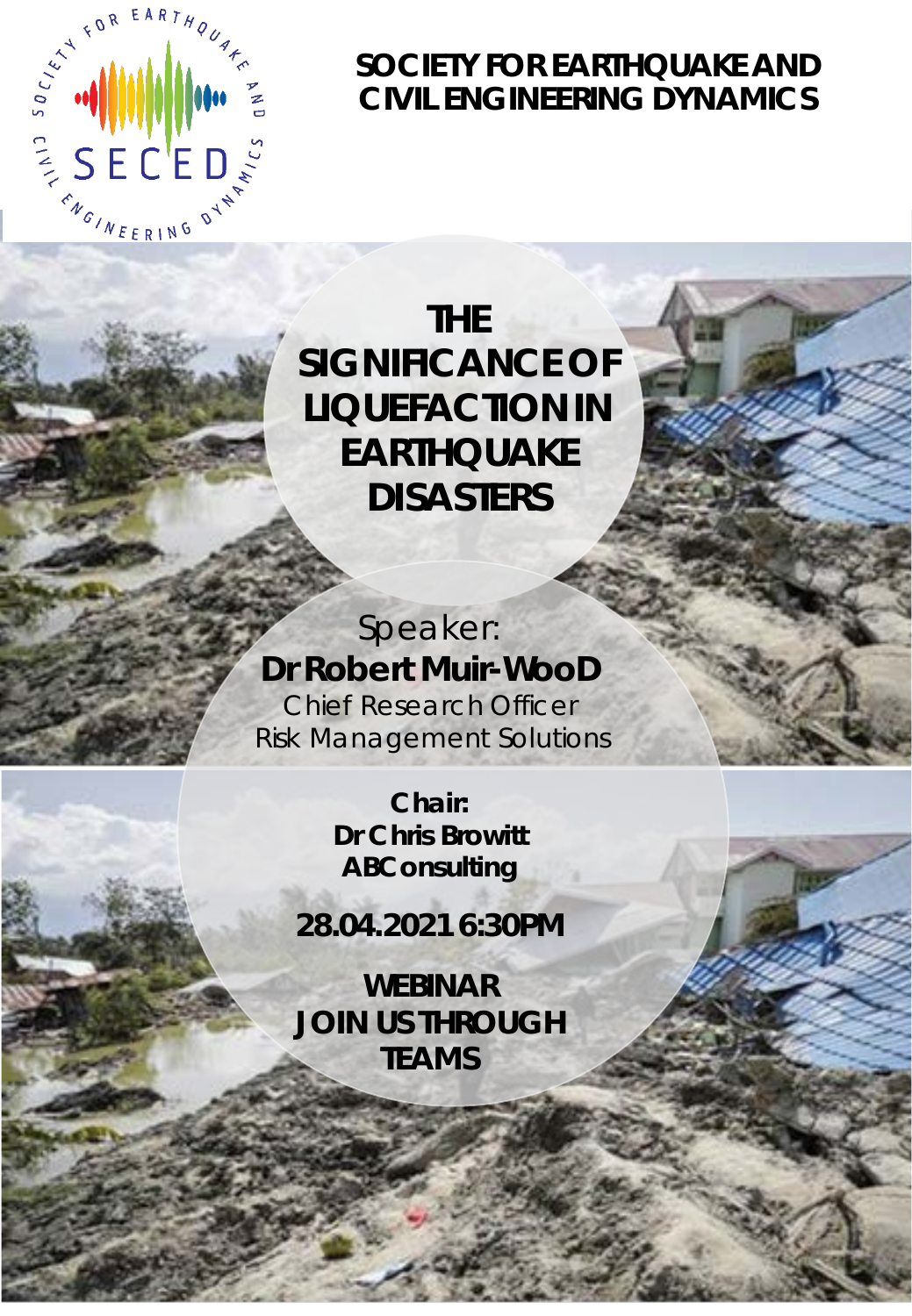# SOCIETY FOR EARTHQUAKE AND CIVIL ENGINEERING DYNAMICS

## THE SIGNIFICANCE OF LIQUEFACTION IN EARTHQUAKE DISASTERS

Speaker:

**Dr Robert Muir-WooD**

Chief Research Officer

Risk Management Solutions

**Chair:**

**Dr Chris Browitt**

**ABConsulting**

**28.04.2021 6:30PM**

**WEBINAR**

**JOIN US THROUGH TEAMS**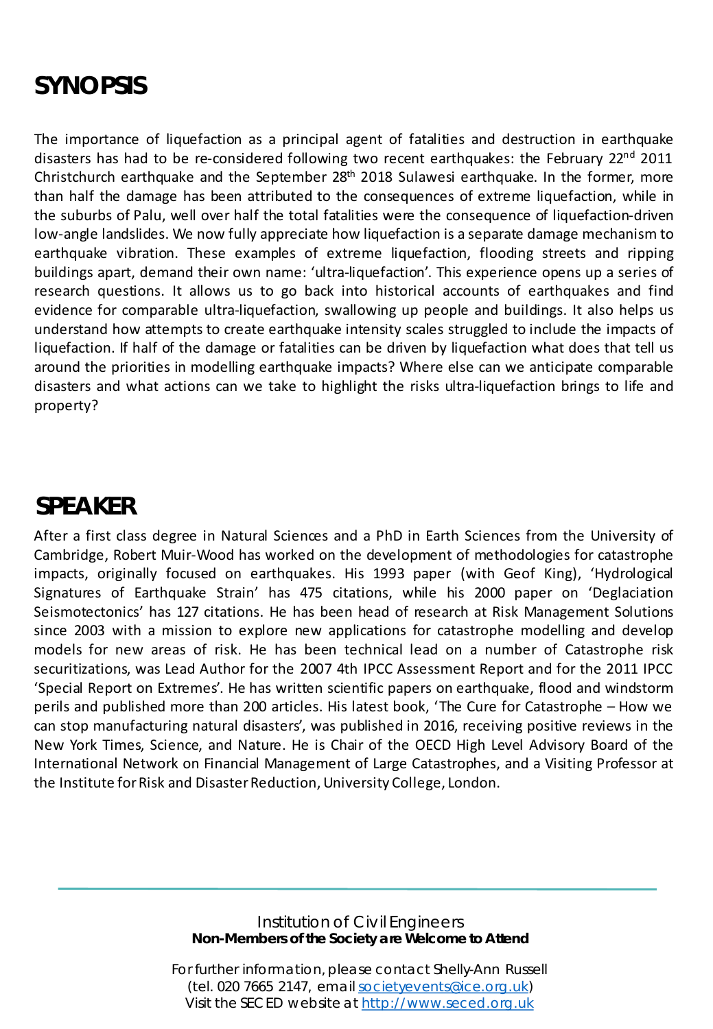# SYNOPSIS

The importance of liquefaction as a principal agent of fatalities and destruction in earthquake disasters has had to be re-considered following two recent earthquakes: the February 22nd 2011 Christchurch earthquake and the September 28th 2018 Sulawesi earthquake. In the former, more than half the damage has been attributed to the consequences of extreme liquefaction, while in the suburbs of Palu, well over half the total fatalities were the consequence of liquefaction-driven low-angle landslides. We now fully appreciate how liquefaction is a separate damage mechanism to earthquake vibration. These examples of extreme liquefaction, flooding streets and ripping buildings apart, demand their own name: 'ultra-liquefaction'. This experience opens up a series of research questions. It allows us to go back into historical accounts of earthquakes and find evidence for comparable ultra-liquefaction, swallowing up people and buildings. It also helps us understand how attempts to create earthquake intensity scales struggled to include the impacts of liquefaction. If half of the damage or fatalities can be driven by liquefaction what does that tell us around the priorities in modelling earthquake impacts? Where else can we anticipate comparable disasters and what actions can we take to highlight the risks ultra-liquefaction brings to life and property?

# SPEAKER

After a first class degree in Natural Sciences and a PhD in Earth Sciences from the University of Cambridge, Robert Muir-Wood has worked on the development of methodologies for catastrophe impacts, originally focused on earthquakes. His 1993 paper (with Geof King), 'Hydrological Signatures of Earthquake Strain' has 475 citations, while his 2000 paper on 'Deglaciation Seismotectonics' has 127 citations. He has been head of research at Risk Management Solutions since 2003 with a mission to explore new applications for catastrophe modelling and develop models for new areas of risk. He has been technical lead on a number of Catastrophe risk securitizations, was Lead Author for the 2007 4th IPCC Assessment Report and for the 2011 IPCC 'Special Report on Extremes'. He has written scientific papers on earthquake, flood and windstorm perils and published more than 200 articles. His latest book, 'The Cure for Catastrophe – How we can stop manufacturing natural disasters', was published in 2016, receiving positive reviews in the New York Times, Science, and Nature. He is Chair of the OECD High Level Advisory Board of the International Network on Financial Management of Large Catastrophes, and a Visiting Professor at the Institute for Risk and Disaster Reduction, University College, London.

---

Institution of Civil Engineers
**Non-Members of the Society are Welcome to Attend**

For further information, please contact Shelly-Ann Russell
(tel. 020 7665 2147, email societyevents@ice.org.uk)
Visit the SECED website at http://www.seced.org.uk